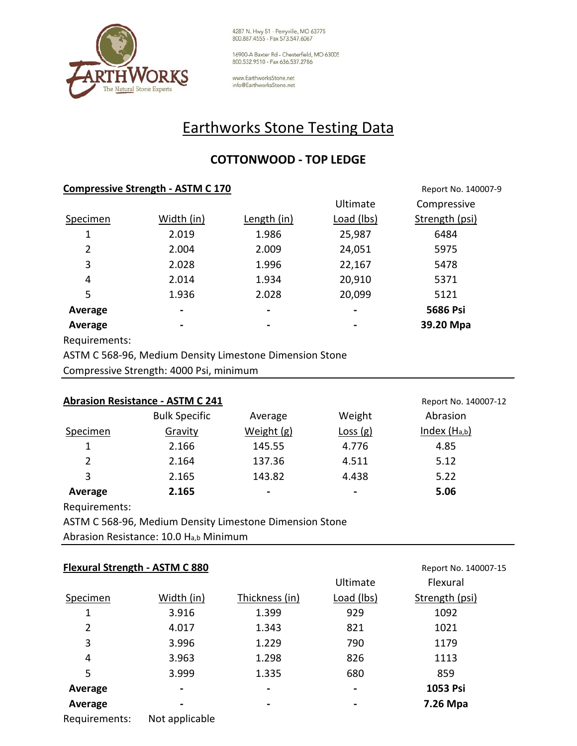4287 N. Hwy 51 · Perryville, MO 63775
800.887.4555 · Fax 573.547.6067

16900-A Baxter Rd · Chesterfield, MO 63005
800.532.9510 · Fax 636.537.2786

www.EarthworksStone.net
info@EarthworksStone.net

# Earthworks Stone Testing Data

## COTTONWOOD - TOP LEDGE

### Compressive Strength - ASTM C 170

Report No. 140007-9

| Specimen | Width (in) | Length (in) | Ultimate Load (lbs) | Compressive Strength (psi) |
|---|---|---|---|---|
| 1 | 2.019 | 1.986 | 25,987 | 6484 |
| 2 | 2.004 | 2.009 | 24,051 | 5975 |
| 3 | 2.028 | 1.996 | 22,167 | 5478 |
| 4 | 2.014 | 1.934 | 20,910 | 5371 |
| 5 | 1.936 | 2.028 | 20,099 | 5121 |
| **Average** | - | - | - | **5686 Psi** |
| **Average** | - | - | - | **39.20 Mpa** |

Requirements:

ASTM C 568-96, Medium Density Limestone Dimension Stone

Compressive Strength: 4000 Psi, minimum

### Abrasion Resistance - ASTM C 241

Report No. 140007-12

| Specimen | Bulk Specific Gravity | Average Weight (g) | Weight Loss (g) | Abrasion Index ($H_{a,b}$) |
|---|---|---|---|---|
| 1 | 2.166 | 145.55 | 4.776 | 4.85 |
| 2 | 2.164 | 137.36 | 4.511 | 5.12 |
| 3 | 2.165 | 143.82 | 4.438 | 5.22 |
| **Average** | **2.165** | - | - | **5.06** |

Requirements:

ASTM C 568-96, Medium Density Limestone Dimension Stone

Abrasion Resistance: 10.0 $H_{a,b}$ Minimum

### Flexural Strength - ASTM C 880

Report No. 140007-15

| Specimen | Width (in) | Thickness (in) | Ultimate Load (lbs) | Flexural Strength (psi) |
|---|---|---|---|---|
| 1 | 3.916 | 1.399 | 929 | 1092 |
| 2 | 4.017 | 1.343 | 821 | 1021 |
| 3 | 3.996 | 1.229 | 790 | 1179 |
| 4 | 3.963 | 1.298 | 826 | 1113 |
| 5 | 3.999 | 1.335 | 680 | 859 |
| **Average** | - | - | - | **1053 Psi** |
| **Average** | - | - | - | **7.26 Mpa** |

Requirements: Not applicable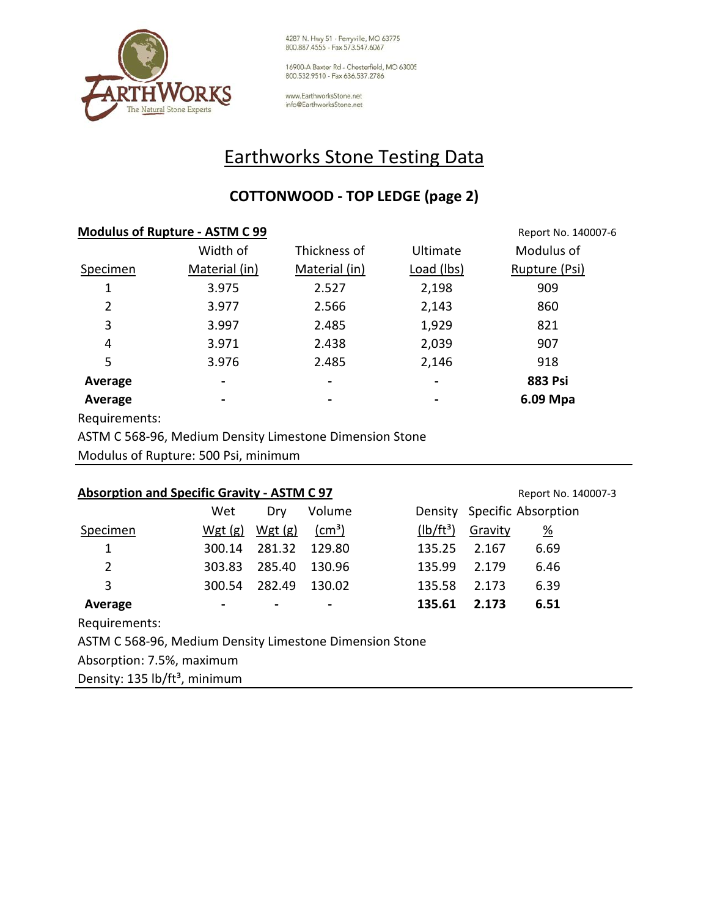EARTHWORKS
The Natural Stone Experts

4287 N. Hwy 51 · Perryville, MO 63775
800.887.4555 · Fax 573.547.6067

16900-A Baxter Rd · Chesterfield, MO 63005
800.532.9510 · Fax 636.537.2786

www.EarthworksStone.net
info@EarthworksStone.net

# Earthworks Stone Testing Data

## COTTONWOOD - TOP LEDGE (page 2)

### Modulus of Rupture - ASTM C 99

Report No. 140007-6

| Specimen | Width of Material (in) | Thickness of Material (in) | Ultimate Load (lbs) | Modulus of Rupture (Psi) |
|---|---|---|---|---|
| 1 | 3.975 | 2.527 | 2,198 | 909 |
| 2 | 3.977 | 2.566 | 2,143 | 860 |
| 3 | 3.997 | 2.485 | 1,929 | 821 |
| 4 | 3.971 | 2.438 | 2,039 | 907 |
| 5 | 3.976 | 2.485 | 2,146 | 918 |
| **Average** | - | - | - | **883 Psi** |
| **Average** | - | - | - | **6.09 Mpa** |

Requirements:
ASTM C 568-96, Medium Density Limestone Dimension Stone
Modulus of Rupture: 500 Psi, minimum

### Absorption and Specific Gravity - ASTM C 97

Report No. 140007-3

| Specimen | Wet Wgt (g) | Dry Wgt (g) | Volume ($cm^3$) | Density ($lb/ft^3$) | Specific Gravity | Absorption % |
|---|---|---|---|---|---|---|
| 1 | 300.14 | 281.32 | 129.80 | 135.25 | 2.167 | 6.69 |
| 2 | 303.83 | 285.40 | 130.96 | 135.99 | 2.179 | 6.46 |
| 3 | 300.54 | 282.49 | 130.02 | 135.58 | 2.173 | 6.39 |
| **Average** | - | - | - | **135.61** | **2.173** | **6.51** |

Requirements:
ASTM C 568-96, Medium Density Limestone Dimension Stone
Absorption: 7.5%, maximum
Density: 135 $lb/ft^3$, minimum